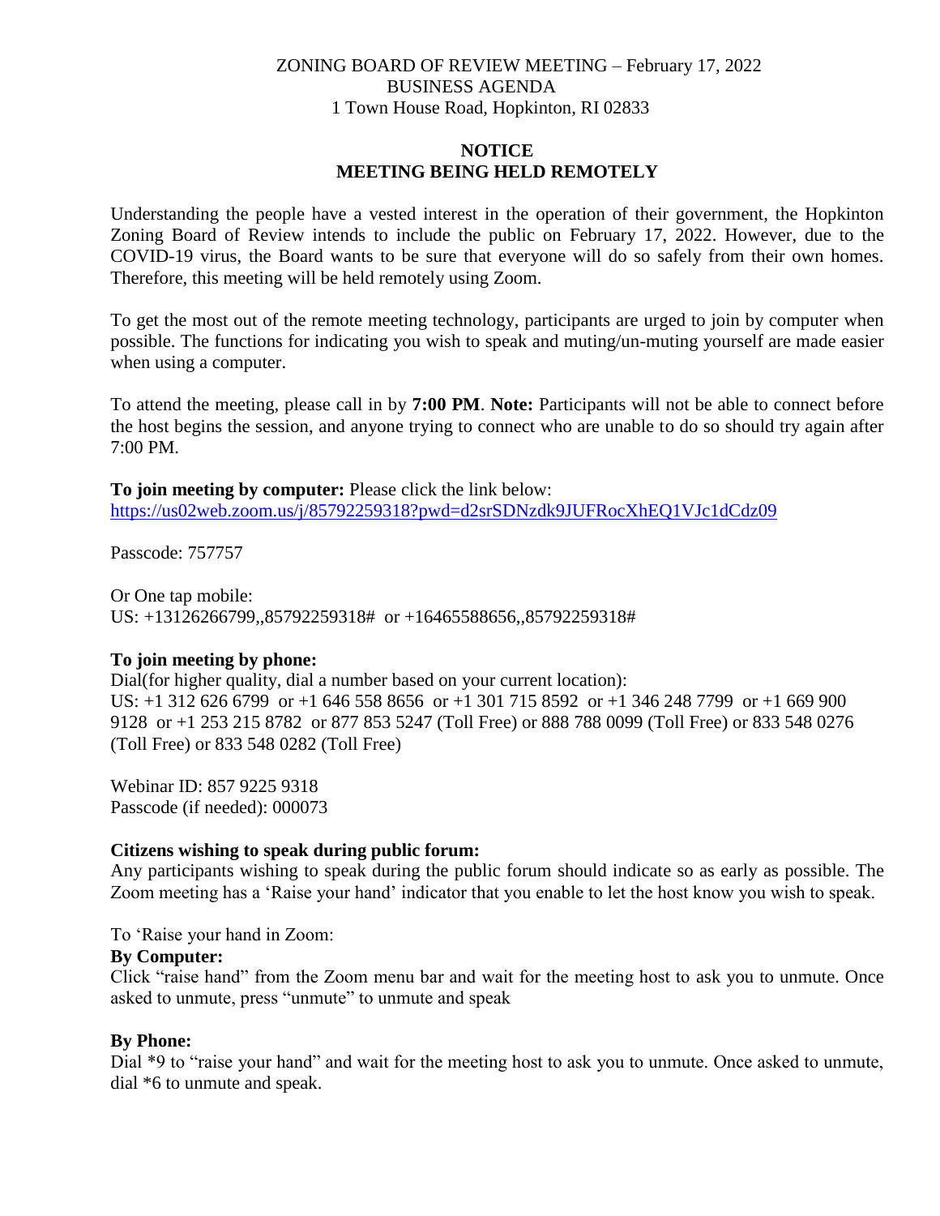ZONING BOARD OF REVIEW MEETING – February 17, 2022
BUSINESS AGENDA
1 Town House Road, Hopkinton, RI 02833

**NOTICE**
**MEETING BEING HELD REMOTELY**

Understanding the people have a vested interest in the operation of their government, the Hopkinton Zoning Board of Review intends to include the public on February 17, 2022. However, due to the COVID-19 virus, the Board wants to be sure that everyone will do so safely from their own homes. Therefore, this meeting will be held remotely using Zoom.

To get the most out of the remote meeting technology, participants are urged to join by computer when possible. The functions for indicating you wish to speak and muting/un-muting yourself are made easier when using a computer.

To attend the meeting, please call in by **7:00 PM**. **Note:** Participants will not be able to connect before the host begins the session, and anyone trying to connect who are unable to do so should try again after 7:00 PM.

**To join meeting by computer:** Please click the link below:
https://us02web.zoom.us/j/85792259318?pwd=d2srSDNzdk9JUFRocXhEQ1VJc1dCdz09

Passcode: 757757

Or One tap mobile:
US: +13126266799,,85792259318# or +16465588656,,85792259318#

**To join meeting by phone:**
Dial(for higher quality, dial a number based on your current location):
US: +1 312 626 6799 or +1 646 558 8656 or +1 301 715 8592 or +1 346 248 7799 or +1 669 900 9128 or +1 253 215 8782 or 877 853 5247 (Toll Free) or 888 788 0099 (Toll Free) or 833 548 0276 (Toll Free) or 833 548 0282 (Toll Free)

Webinar ID: 857 9225 9318
Passcode (if needed): 000073

**Citizens wishing to speak during public forum:**
Any participants wishing to speak during the public forum should indicate so as early as possible. The Zoom meeting has a 'Raise your hand' indicator that you enable to let the host know you wish to speak.

To 'Raise your hand in Zoom:

**By Computer:**
Click "raise hand" from the Zoom menu bar and wait for the meeting host to ask you to unmute. Once asked to unmute, press "unmute" to unmute and speak

**By Phone:**
Dial *9 to "raise your hand" and wait for the meeting host to ask you to unmute. Once asked to unmute, dial *6 to unmute and speak.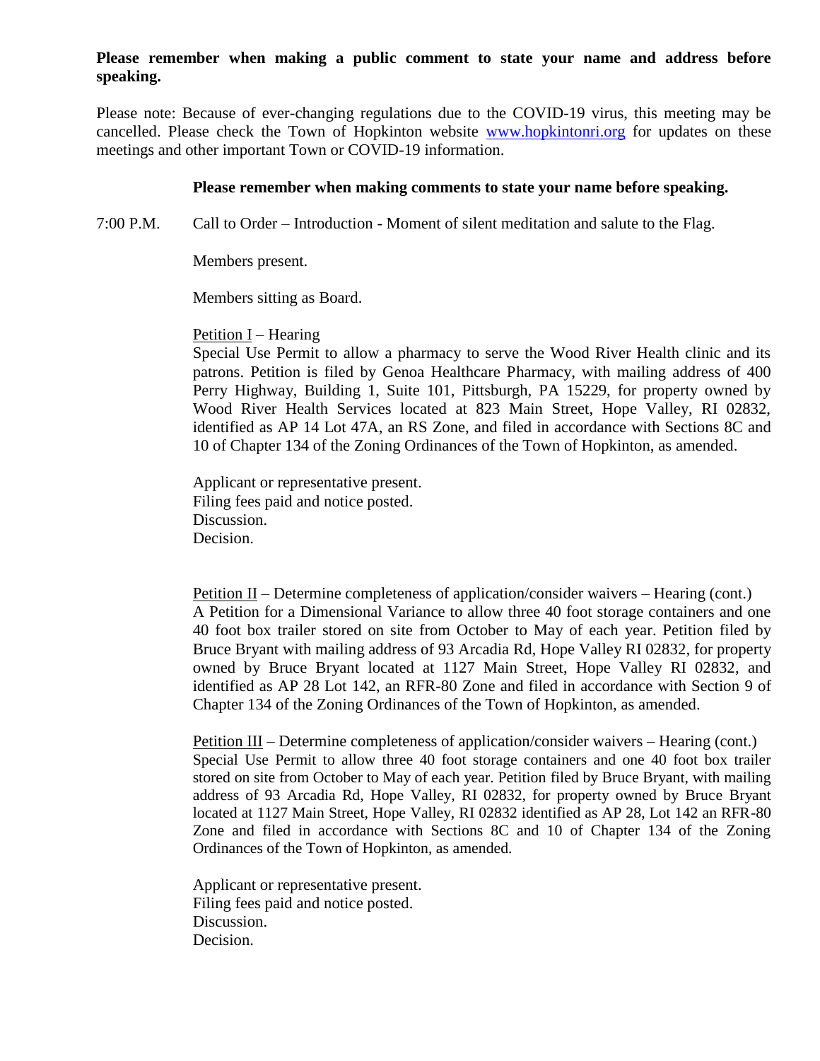**Please remember when making a public comment to state your name and address before speaking.**

Please note: Because of ever-changing regulations due to the COVID-19 virus, this meeting may be cancelled. Please check the Town of Hopkinton website [www.hopkintonri.org](http://www.hopkintonri.org) for updates on these meetings and other important Town or COVID-19 information.

**Please remember when making comments to state your name before speaking.**

7:00 P.M. Call to Order – Introduction - Moment of silent meditation and salute to the Flag.

Members present.

Members sitting as Board.

Petition I – Hearing
Special Use Permit to allow a pharmacy to serve the Wood River Health clinic and its patrons. Petition is filed by Genoa Healthcare Pharmacy, with mailing address of 400 Perry Highway, Building 1, Suite 101, Pittsburgh, PA 15229, for property owned by Wood River Health Services located at 823 Main Street, Hope Valley, RI 02832, identified as AP 14 Lot 47A, an RS Zone, and filed in accordance with Sections 8C and 10 of Chapter 134 of the Zoning Ordinances of the Town of Hopkinton, as amended.

Applicant or representative present.
Filing fees paid and notice posted.
Discussion.
Decision.

Petition II – Determine completeness of application/consider waivers – Hearing (cont.)
A Petition for a Dimensional Variance to allow three 40 foot storage containers and one 40 foot box trailer stored on site from October to May of each year. Petition filed by Bruce Bryant with mailing address of 93 Arcadia Rd, Hope Valley RI 02832, for property owned by Bruce Bryant located at 1127 Main Street, Hope Valley RI 02832, and identified as AP 28 Lot 142, an RFR-80 Zone and filed in accordance with Section 9 of Chapter 134 of the Zoning Ordinances of the Town of Hopkinton, as amended.

Petition III – Determine completeness of application/consider waivers – Hearing (cont.)
Special Use Permit to allow three 40 foot storage containers and one 40 foot box trailer stored on site from October to May of each year. Petition filed by Bruce Bryant, with mailing address of 93 Arcadia Rd, Hope Valley, RI 02832, for property owned by Bruce Bryant located at 1127 Main Street, Hope Valley, RI 02832 identified as AP 28, Lot 142 an RFR-80 Zone and filed in accordance with Sections 8C and 10 of Chapter 134 of the Zoning Ordinances of the Town of Hopkinton, as amended.

Applicant or representative present.
Filing fees paid and notice posted.
Discussion.
Decision.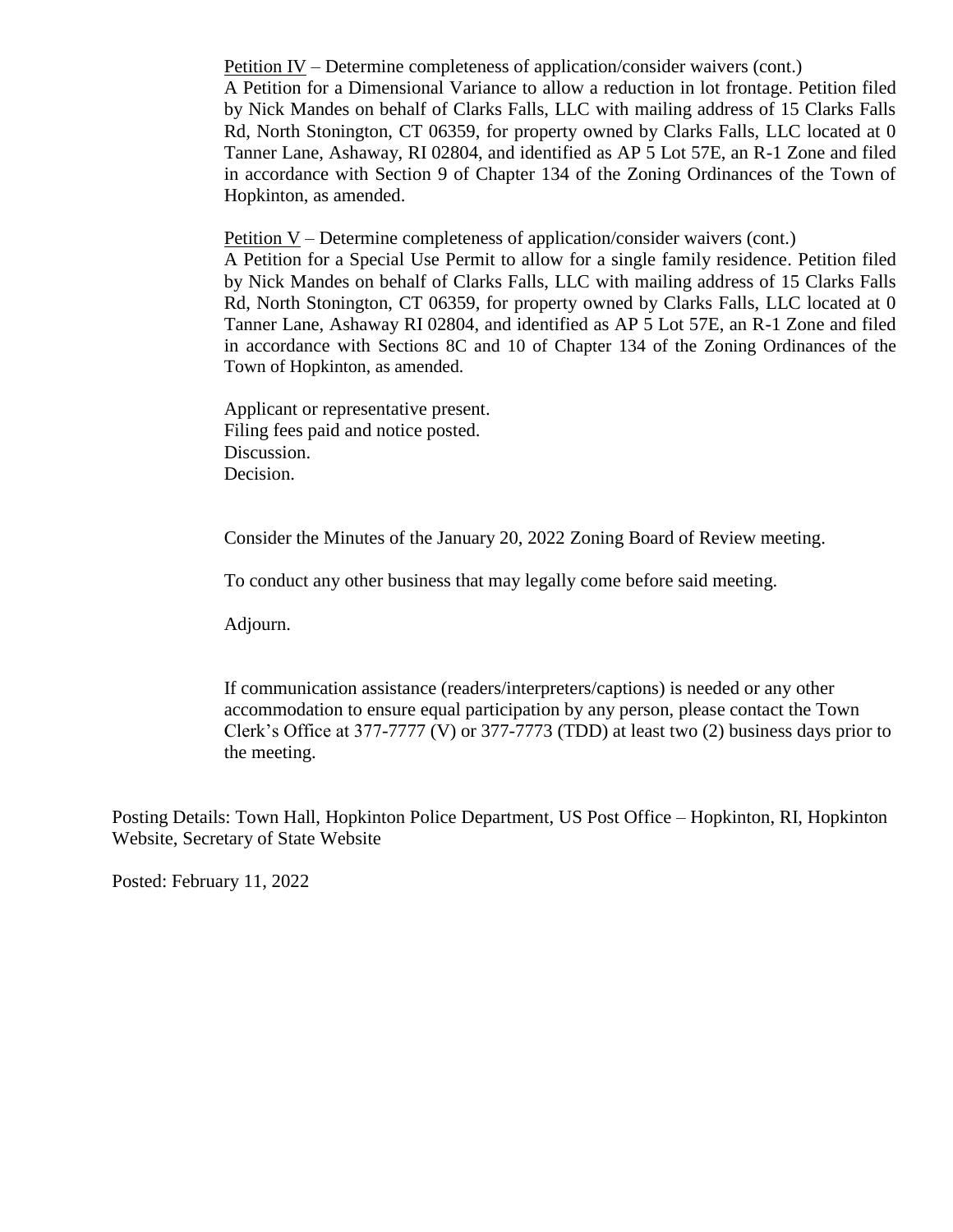Petition IV – Determine completeness of application/consider waivers (cont.)
A Petition for a Dimensional Variance to allow a reduction in lot frontage. Petition filed by Nick Mandes on behalf of Clarks Falls, LLC with mailing address of 15 Clarks Falls Rd, North Stonington, CT 06359, for property owned by Clarks Falls, LLC located at 0 Tanner Lane, Ashaway, RI 02804, and identified as AP 5 Lot 57E, an R-1 Zone and filed in accordance with Section 9 of Chapter 134 of the Zoning Ordinances of the Town of Hopkinton, as amended.

Petition V – Determine completeness of application/consider waivers (cont.)
A Petition for a Special Use Permit to allow for a single family residence. Petition filed by Nick Mandes on behalf of Clarks Falls, LLC with mailing address of 15 Clarks Falls Rd, North Stonington, CT 06359, for property owned by Clarks Falls, LLC located at 0 Tanner Lane, Ashaway RI 02804, and identified as AP 5 Lot 57E, an R-1 Zone and filed in accordance with Sections 8C and 10 of Chapter 134 of the Zoning Ordinances of the Town of Hopkinton, as amended.

Applicant or representative present.
Filing fees paid and notice posted.
Discussion.
Decision.

Consider the Minutes of the January 20, 2022 Zoning Board of Review meeting.

To conduct any other business that may legally come before said meeting.

Adjourn.

If communication assistance (readers/interpreters/captions) is needed or any other accommodation to ensure equal participation by any person, please contact the Town Clerk's Office at 377-7777 (V) or 377-7773 (TDD) at least two (2) business days prior to the meeting.

Posting Details: Town Hall, Hopkinton Police Department, US Post Office – Hopkinton, RI, Hopkinton Website, Secretary of State Website

Posted: February 11, 2022